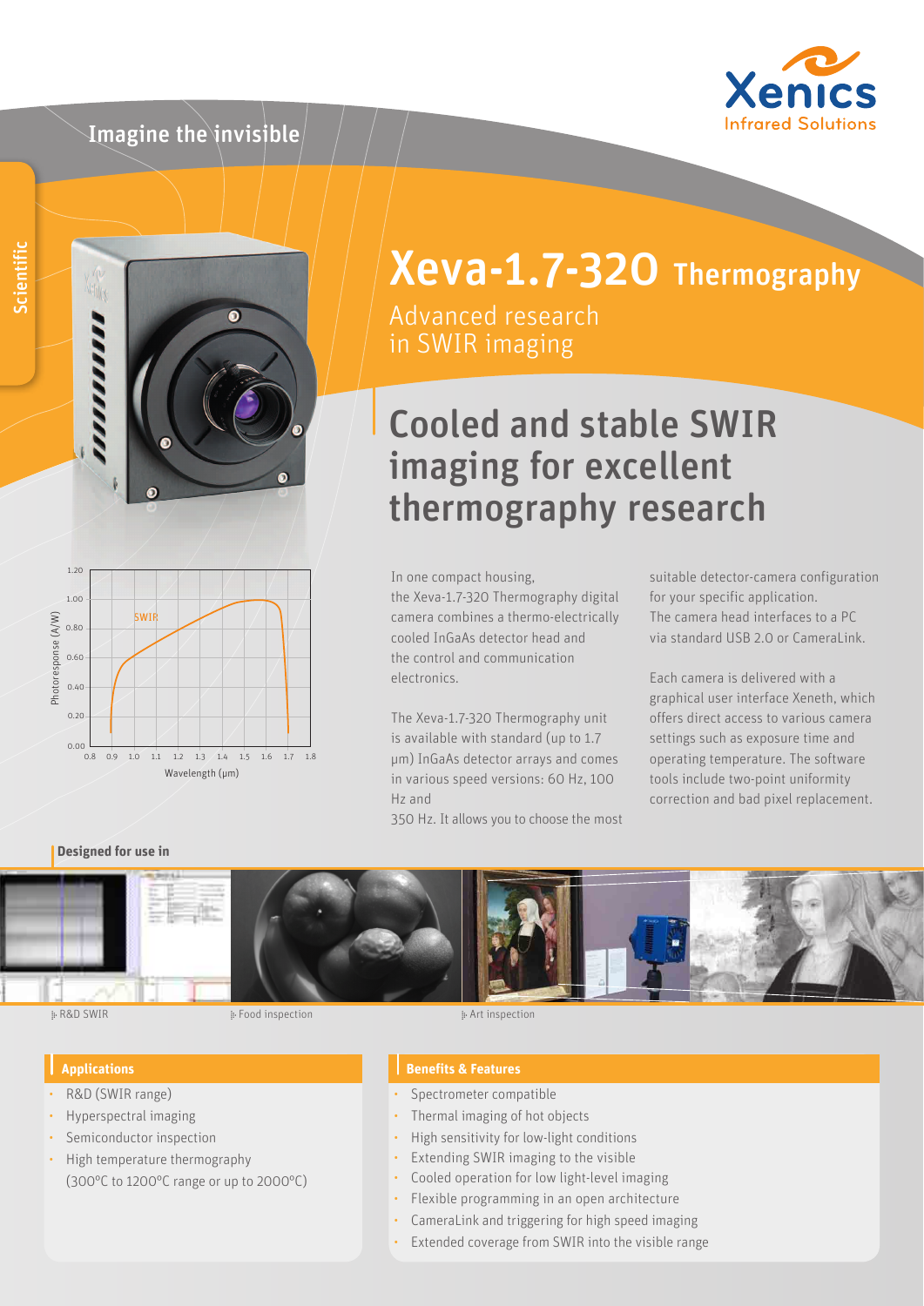Imagine the invisible

Scientific

# Xeva-1.7-320 Thermography

Advanced research in SWIR imaging

## Cooled and stable SWIR imaging for excellent thermography research

In one compact housing, the Xeva-1.7-320 Thermography digital camera combines a thermo-electrically cooled InGaAs detector head and the control and communication electronics.

The Xeva-1.7-320 Thermography unit is available with standard (up to 1.7 μm) InGaAs detector arrays and comes in various speed versions: 60 Hz, 100 Hz and 350 Hz. It allows you to choose the most suitable detector-camera configuration for your specific application. The camera head interfaces to a PC via standard USB 2.0 or CameraLink.

Each camera is delivered with a graphical user interface Xeneth, which offers direct access to various camera settings such as exposure time and operating temperature. The software tools include two-point uniformity correction and bad pixel replacement.

**Designed for use in**

R&D SWIR · Food inspection · Art inspection

### Applications

- R&D (SWIR range)
- Hyperspectral imaging
- Semiconductor inspection
- High temperature thermography (300°C to 1200°C range or up to 2000°C)

### Benefits & Features

- Spectrometer compatible
- Thermal imaging of hot objects
- High sensitivity for low-light conditions
- Extending SWIR imaging to the visible
- Cooled operation for low light-level imaging
- Flexible programming in an open architecture
- CameraLink and triggering for high speed imaging
- Extended coverage from SWIR into the visible range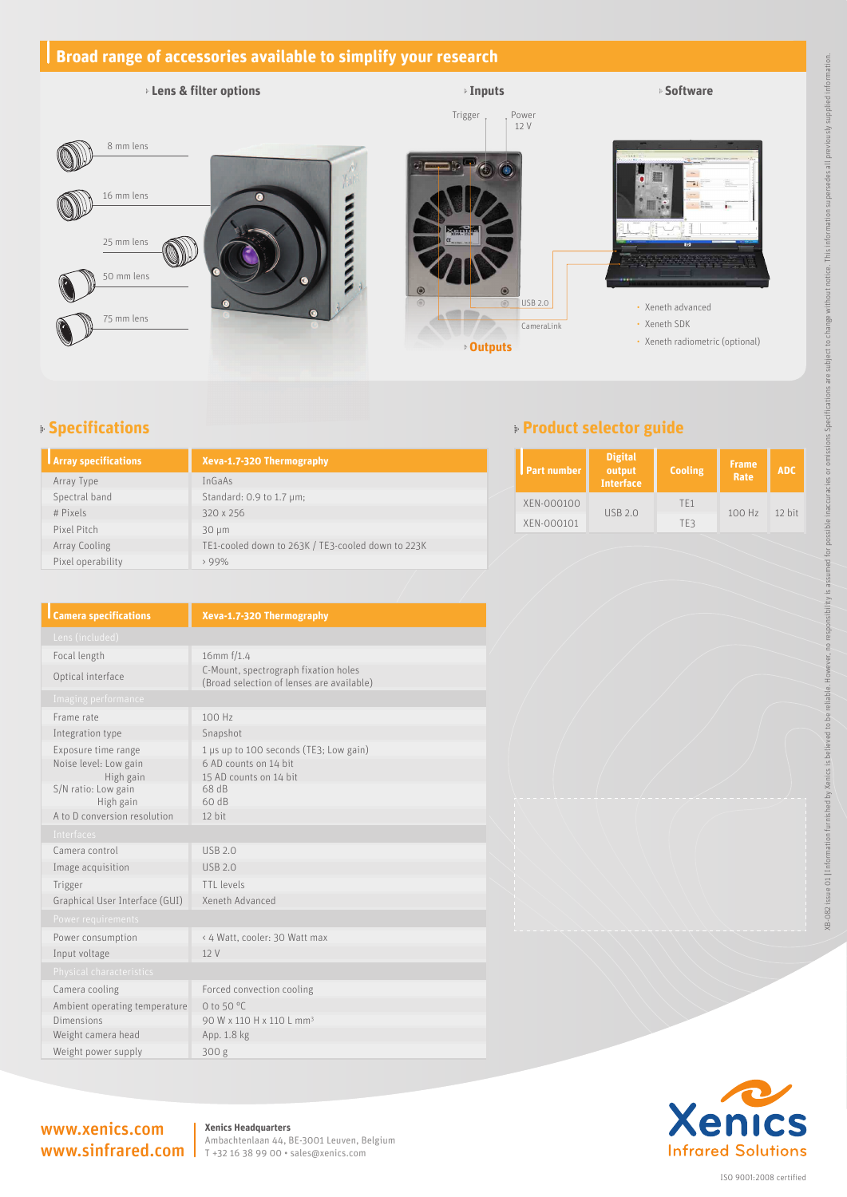## Broad range of accessories available to simplify your research

› Lens & filter options

8 mm lens

16 mm lens

25 mm lens

50 mm lens

75 mm lens

› Inputs

Trigger

Power 12 V

USB 2.0

CameraLink

› Outputs

› Software

- Xeneth advanced
- Xeneth SDK
- Xeneth radiometric (optional)

## Specifications

| Array specifications | Xeva-1.7-320 Thermography |
| --- | --- |
| Array Type | InGaAs |
| Spectral band | Standard: 0.9 to 1.7 µm; |
| # Pixels | 320 x 256 |
| Pixel Pitch | 30 µm |
| Array Cooling | TE1-cooled down to 263K / TE3-cooled down to 223K |
| Pixel operability | › 99% |

| Camera specifications | Xeva-1.7-320 Thermography |
| --- | --- |
| Lens (included) | |
| Focal length | 16mm f/1.4 |
| Optical interface | C-Mount, spectrograph fixation holes (Broad selection of lenses are available) |
| Imaging performance | |
| Frame rate | 100 Hz |
| Integration type | Snapshot |
| Exposure time range | 1 µs up to 100 seconds (TE3; Low gain) |
| Noise level: Low gain | 6 AD counts on 14 bit |
| High gain | 15 AD counts on 14 bit |
| S/N ratio: Low gain | 68 dB |
| High gain | 60 dB |
| A to D conversion resolution | 12 bit |
| Interfaces | |
| Camera control | USB 2.0 |
| Image acquisition | USB 2.0 |
| Trigger | TTL levels |
| Graphical User Interface (GUI) | Xeneth Advanced |
| Power requirements | |
| Power consumption | ‹ 4 Watt, cooler: 30 Watt max |
| Input voltage | 12 V |
| Physical characteristics | |
| Camera cooling | Forced convection cooling |
| Ambient operating temperature | 0 to 50 °C |
| Dimensions | 90 W x 110 H x 110 L mm³ |
| Weight camera head | App. 1.8 kg |
| Weight power supply | 300 g |

## Product selector guide

| Part number | Digital output Interface | Cooling | Frame Rate | ADC |
| --- | --- | --- | --- | --- |
| XEN-000100 | USB 2.0 | TE1 | 100 Hz | 12 bit |
| XEN-000101 | | TE3 | | |

www.xenics.com
www.sinfrared.com

**Xenics Headquarters**
Ambachtenlaan 44, BE-3001 Leuven, Belgium
T +32 16 38 99 00 • sales@xenics.com

Xenics Infrared Solutions

ISO 9001:2008 certified

XB-082 Issue 01 | Information furnished by Xenics is believed to be reliable. However, no responsibility is assumed for possible inaccuracies or omissions. Specifications are subject to change without notice. This information supersedes all previously supplied information.